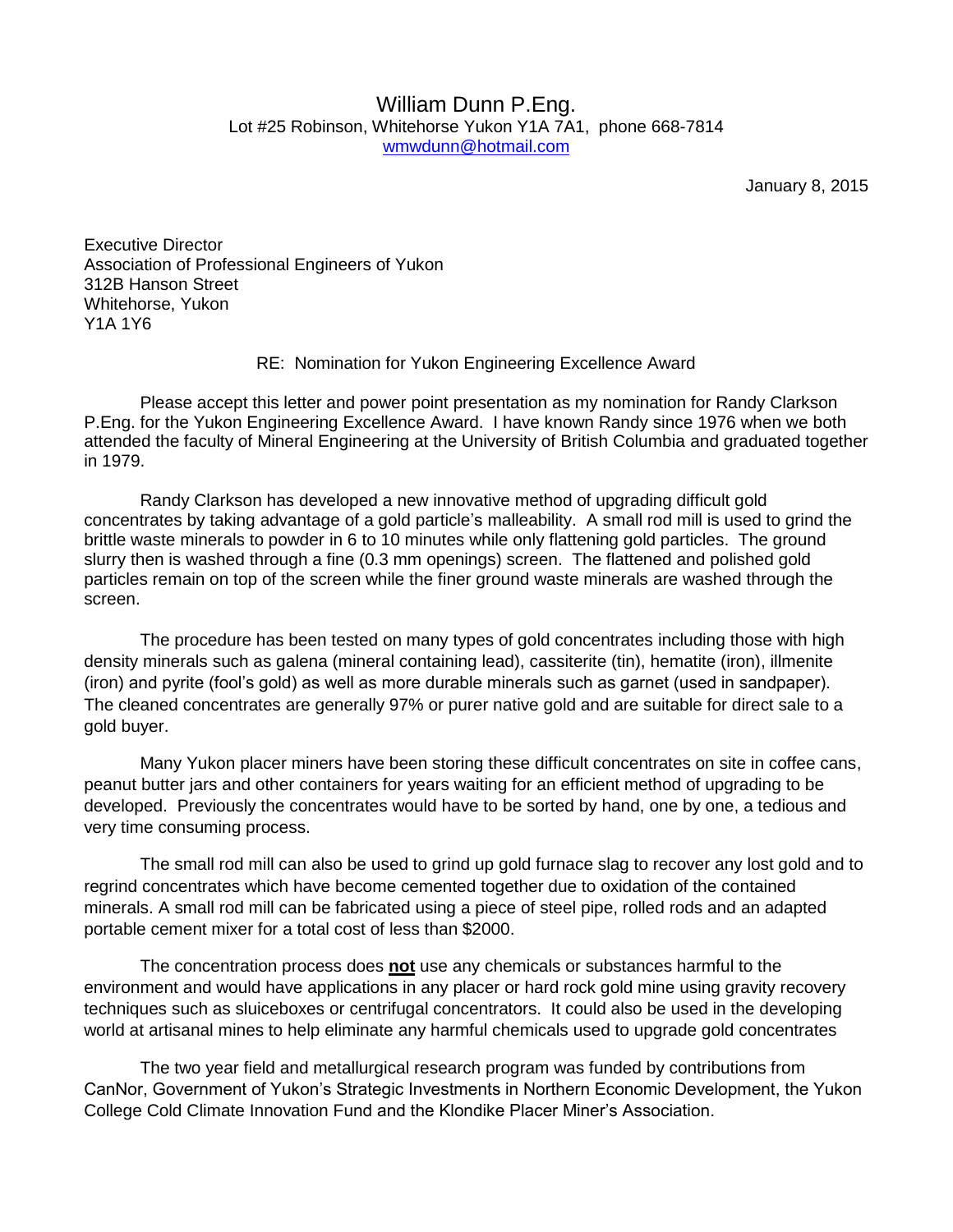William Dunn P.Eng.
Lot #25 Robinson, Whitehorse Yukon Y1A 7A1, phone 668-7814
wmwdunn@hotmail.com

January 8, 2015

Executive Director
Association of Professional Engineers of Yukon
312B Hanson Street
Whitehorse, Yukon
Y1A 1Y6

RE: Nomination for Yukon Engineering Excellence Award

Please accept this letter and power point presentation as my nomination for Randy Clarkson P.Eng. for the Yukon Engineering Excellence Award. I have known Randy since 1976 when we both attended the faculty of Mineral Engineering at the University of British Columbia and graduated together in 1979.

Randy Clarkson has developed a new innovative method of upgrading difficult gold concentrates by taking advantage of a gold particle's malleability. A small rod mill is used to grind the brittle waste minerals to powder in 6 to 10 minutes while only flattening gold particles. The ground slurry then is washed through a fine (0.3 mm openings) screen. The flattened and polished gold particles remain on top of the screen while the finer ground waste minerals are washed through the screen.

The procedure has been tested on many types of gold concentrates including those with high density minerals such as galena (mineral containing lead), cassiterite (tin), hematite (iron), illmenite (iron) and pyrite (fool's gold) as well as more durable minerals such as garnet (used in sandpaper). The cleaned concentrates are generally 97% or purer native gold and are suitable for direct sale to a gold buyer.

Many Yukon placer miners have been storing these difficult concentrates on site in coffee cans, peanut butter jars and other containers for years waiting for an efficient method of upgrading to be developed. Previously the concentrates would have to be sorted by hand, one by one, a tedious and very time consuming process.

The small rod mill can also be used to grind up gold furnace slag to recover any lost gold and to regrind concentrates which have become cemented together due to oxidation of the contained minerals. A small rod mill can be fabricated using a piece of steel pipe, rolled rods and an adapted portable cement mixer for a total cost of less than $2000.

The concentration process does **<u>not</u>** use any chemicals or substances harmful to the environment and would have applications in any placer or hard rock gold mine using gravity recovery techniques such as sluiceboxes or centrifugal concentrators. It could also be used in the developing world at artisanal mines to help eliminate any harmful chemicals used to upgrade gold concentrates

The two year field and metallurgical research program was funded by contributions from CanNor, Government of Yukon's Strategic Investments in Northern Economic Development, the Yukon College Cold Climate Innovation Fund and the Klondike Placer Miner's Association.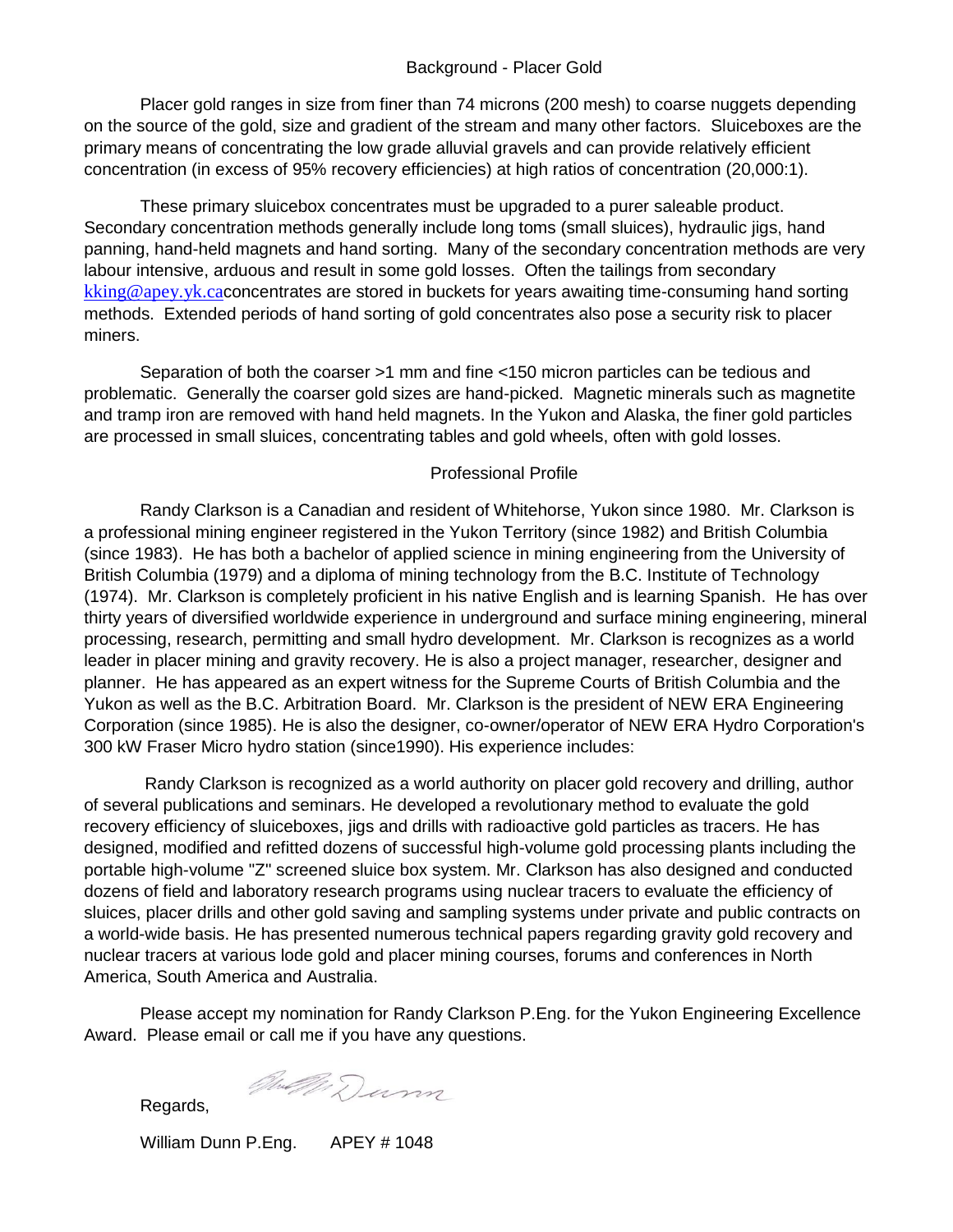## Background - Placer Gold

Placer gold ranges in size from finer than 74 microns (200 mesh) to coarse nuggets depending on the source of the gold, size and gradient of the stream and many other factors. Sluiceboxes are the primary means of concentrating the low grade alluvial gravels and can provide relatively efficient concentration (in excess of 95% recovery efficiencies) at high ratios of concentration (20,000:1).

These primary sluicebox concentrates must be upgraded to a purer saleable product. Secondary concentration methods generally include long toms (small sluices), hydraulic jigs, hand panning, hand-held magnets and hand sorting. Many of the secondary concentration methods are very labour intensive, arduous and result in some gold losses. Often the tailings from secondary kking@apey.yk.caconcentrates are stored in buckets for years awaiting time-consuming hand sorting methods. Extended periods of hand sorting of gold concentrates also pose a security risk to placer miners.

Separation of both the coarser >1 mm and fine <150 micron particles can be tedious and problematic. Generally the coarser gold sizes are hand-picked. Magnetic minerals such as magnetite and tramp iron are removed with hand held magnets. In the Yukon and Alaska, the finer gold particles are processed in small sluices, concentrating tables and gold wheels, often with gold losses.

## Professional Profile

Randy Clarkson is a Canadian and resident of Whitehorse, Yukon since 1980. Mr. Clarkson is a professional mining engineer registered in the Yukon Territory (since 1982) and British Columbia (since 1983). He has both a bachelor of applied science in mining engineering from the University of British Columbia (1979) and a diploma of mining technology from the B.C. Institute of Technology (1974). Mr. Clarkson is completely proficient in his native English and is learning Spanish. He has over thirty years of diversified worldwide experience in underground and surface mining engineering, mineral processing, research, permitting and small hydro development. Mr. Clarkson is recognizes as a world leader in placer mining and gravity recovery. He is also a project manager, researcher, designer and planner. He has appeared as an expert witness for the Supreme Courts of British Columbia and the Yukon as well as the B.C. Arbitration Board. Mr. Clarkson is the president of NEW ERA Engineering Corporation (since 1985). He is also the designer, co-owner/operator of NEW ERA Hydro Corporation's 300 kW Fraser Micro hydro station (since1990). His experience includes:

Randy Clarkson is recognized as a world authority on placer gold recovery and drilling, author of several publications and seminars. He developed a revolutionary method to evaluate the gold recovery efficiency of sluiceboxes, jigs and drills with radioactive gold particles as tracers. He has designed, modified and refitted dozens of successful high-volume gold processing plants including the portable high-volume "Z" screened sluice box system. Mr. Clarkson has also designed and conducted dozens of field and laboratory research programs using nuclear tracers to evaluate the efficiency of sluices, placer drills and other gold saving and sampling systems under private and public contracts on a world-wide basis. He has presented numerous technical papers regarding gravity gold recovery and nuclear tracers at various lode gold and placer mining courses, forums and conferences in North America, South America and Australia.

Please accept my nomination for Randy Clarkson P.Eng. for the Yukon Engineering Excellence Award. Please email or call me if you have any questions.

Regards,

William Dunn P.Eng. APEY # 1048